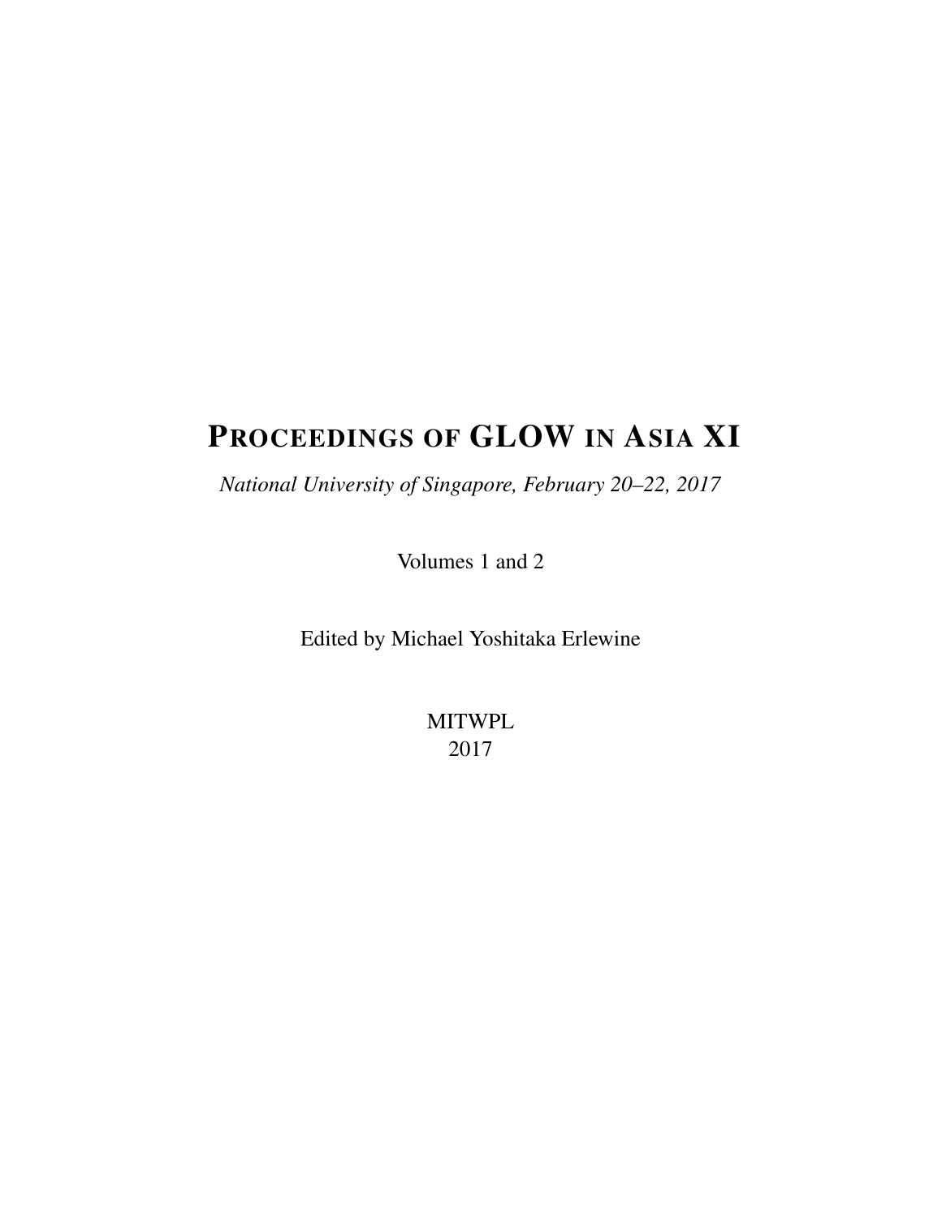# PROCEEDINGS OF GLOW IN ASIA XI

*National University of Singapore, February 20–22, 2017*

Volumes 1 and 2

Edited by Michael Yoshitaka Erlewine

MITWPL
2017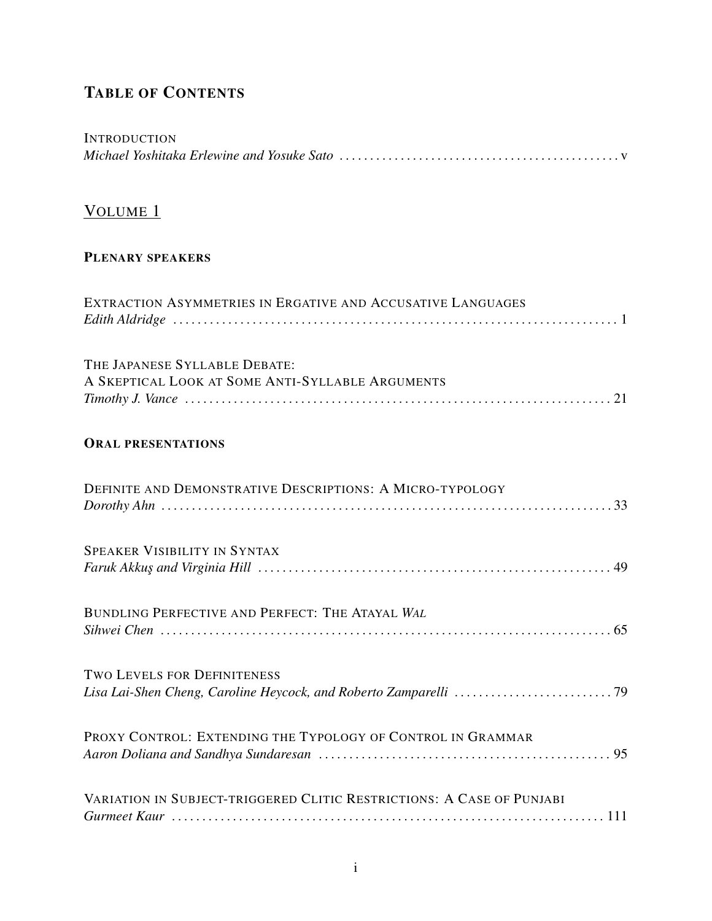## TABLE OF CONTENTS

INTRODUCTION
*Michael Yoshitaka Erlewine and Yosuke Sato* . . . . . . . . . . v

## VOLUME 1

### PLENARY SPEAKERS

EXTRACTION ASYMMETRIES IN ERGATIVE AND ACCUSATIVE LANGUAGES
*Edith Aldridge* . . . . . . . . . . 1

THE JAPANESE SYLLABLE DEBATE:
A SKEPTICAL LOOK AT SOME ANTI-SYLLABLE ARGUMENTS
*Timothy J. Vance* . . . . . . . . . . 21

### ORAL PRESENTATIONS

DEFINITE AND DEMONSTRATIVE DESCRIPTIONS: A MICRO-TYPOLOGY
*Dorothy Ahn* . . . . . . . . . . 33

SPEAKER VISIBILITY IN SYNTAX
*Faruk Akkuş and Virginia Hill* . . . . . . . . . . 49

BUNDLING PERFECTIVE AND PERFECT: THE ATAYAL *WAL*
*Sihwei Chen* . . . . . . . . . . 65

TWO LEVELS FOR DEFINITENESS
*Lisa Lai-Shen Cheng, Caroline Heycock, and Roberto Zamparelli* . . . . . . . . . . 79

PROXY CONTROL: EXTENDING THE TYPOLOGY OF CONTROL IN GRAMMAR
*Aaron Doliana and Sandhya Sundaresan* . . . . . . . . . . 95

VARIATION IN SUBJECT-TRIGGERED CLITIC RESTRICTIONS: A CASE OF PUNJABI
*Gurmeet Kaur* . . . . . . . . . . 111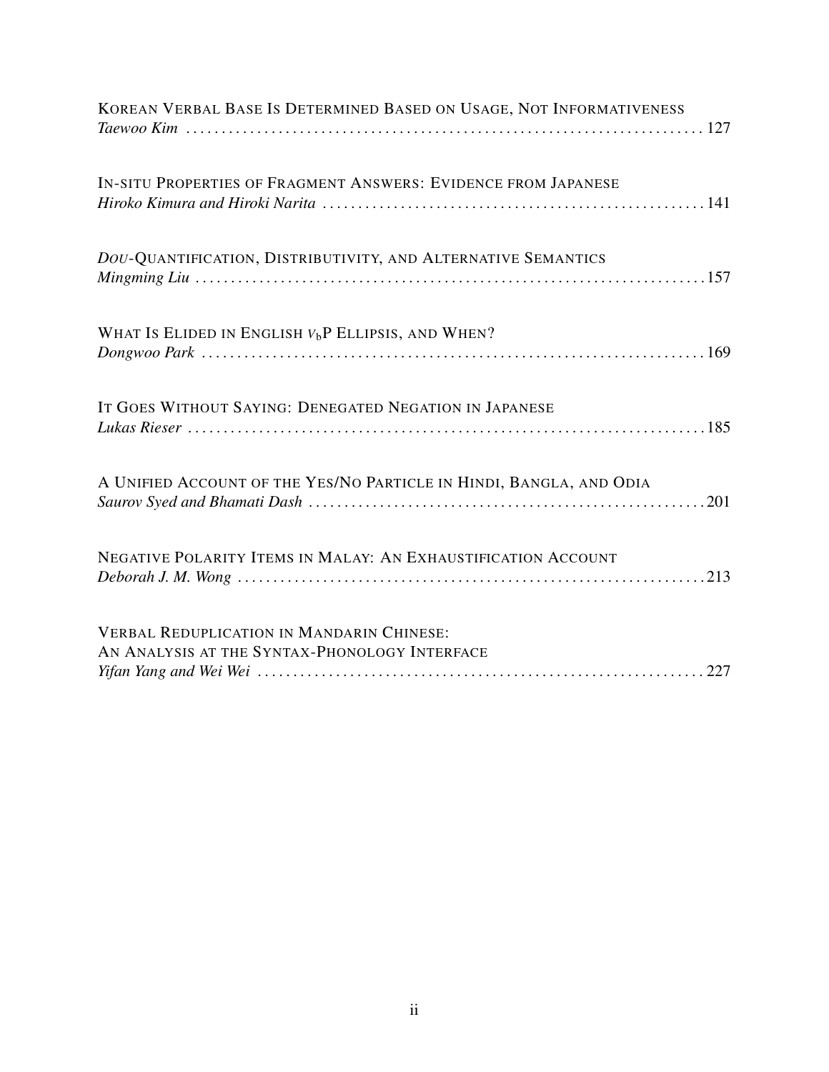KOREAN VERBAL BASE IS DETERMINED BASED ON USAGE, NOT INFORMATIVENESS
*Taewoo Kim* . . . . . . . . . . . . . . . . . . . . . . . . . . . . . . . . . . . . . . . . . . . . . . . . . . . . . . . . . . . . . . . . . . . . . . . . . 127

IN-SITU PROPERTIES OF FRAGMENT ANSWERS: EVIDENCE FROM JAPANESE
*Hiroko Kimura and Hiroki Narita* . . . . . . . . . . . . . . . . . . . . . . . . . . . . . . . . . . . . . . . . . . . . . . . . . . . . . 141

*DOU*-QUANTIFICATION, DISTRIBUTIVITY, AND ALTERNATIVE SEMANTICS
*Mingming Liu* . . . . . . . . . . . . . . . . . . . . . . . . . . . . . . . . . . . . . . . . . . . . . . . . . . . . . . . . . . . . . . . . . . . . . . . 157

WHAT IS ELIDED IN ENGLISH $v_b$P ELLIPSIS, AND WHEN?
*Dongwoo Park* . . . . . . . . . . . . . . . . . . . . . . . . . . . . . . . . . . . . . . . . . . . . . . . . . . . . . . . . . . . . . . . . . . . . . . 169

IT GOES WITHOUT SAYING: DENEGATED NEGATION IN JAPANESE
*Lukas Rieser* . . . . . . . . . . . . . . . . . . . . . . . . . . . . . . . . . . . . . . . . . . . . . . . . . . . . . . . . . . . . . . . . . . . . . . . . 185

A UNIFIED ACCOUNT OF THE YES/NO PARTICLE IN HINDI, BANGLA, AND ODIA
*Saurov Syed and Bhamati Dash* . . . . . . . . . . . . . . . . . . . . . . . . . . . . . . . . . . . . . . . . . . . . . . . . . . . . . . . 201

NEGATIVE POLARITY ITEMS IN MALAY: AN EXHAUSTIFICATION ACCOUNT
*Deborah J. M. Wong* . . . . . . . . . . . . . . . . . . . . . . . . . . . . . . . . . . . . . . . . . . . . . . . . . . . . . . . . . . . . . . . . . . 213

VERBAL REDUPLICATION IN MANDARIN CHINESE:
AN ANALYSIS AT THE SYNTAX-PHONOLOGY INTERFACE
*Yifan Yang and Wei Wei* . . . . . . . . . . . . . . . . . . . . . . . . . . . . . . . . . . . . . . . . . . . . . . . . . . . . . . . . . . . . . . 227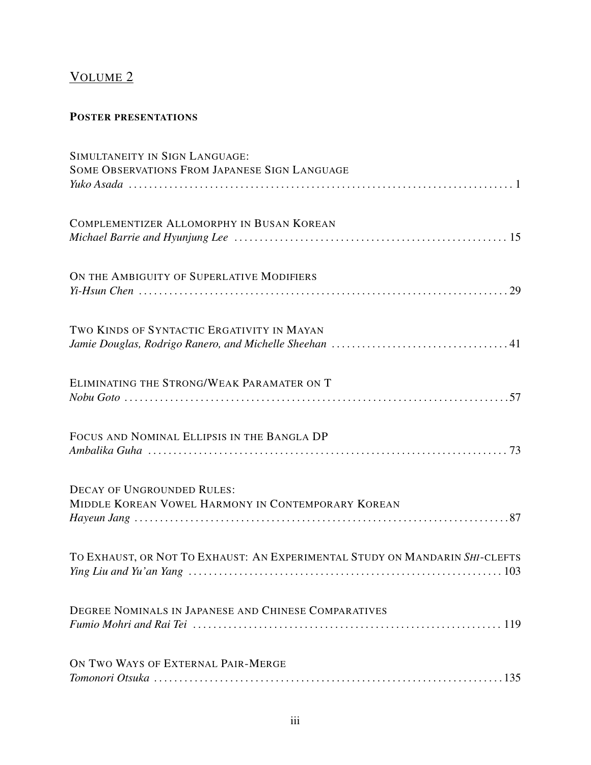## Volume 2

### Poster presentations

Simultaneity in Sign Language:
Some Observations From Japanese Sign Language
*Yuko Asada* . . . . . . . . . . 1

Complementizer Allomorphy in Busan Korean
*Michael Barrie and Hyunjung Lee* . . . . . . . . . . 15

On the Ambiguity of Superlative Modifiers
*Yi-Hsun Chen* . . . . . . . . . . 29

Two Kinds of Syntactic Ergativity in Mayan
*Jamie Douglas, Rodrigo Ranero, and Michelle Sheehan* . . . . . . . . . . 41

Eliminating the Strong/Weak Paramater on T
*Nobu Goto* . . . . . . . . . . 57

Focus and Nominal Ellipsis in the Bangla DP
*Ambalika Guha* . . . . . . . . . . 73

Decay of Ungrounded Rules:
Middle Korean Vowel Harmony in Contemporary Korean
*Hayeun Jang* . . . . . . . . . . 87

To Exhaust, or Not To Exhaust: An Experimental Study on Mandarin *Shi*-clefts
*Ying Liu and Yu'an Yang* . . . . . . . . . . 103

Degree Nominals in Japanese and Chinese Comparatives
*Fumio Mohri and Rai Tei* . . . . . . . . . . 119

On Two Ways of External Pair-Merge
*Tomonori Otsuka* . . . . . . . . . . 135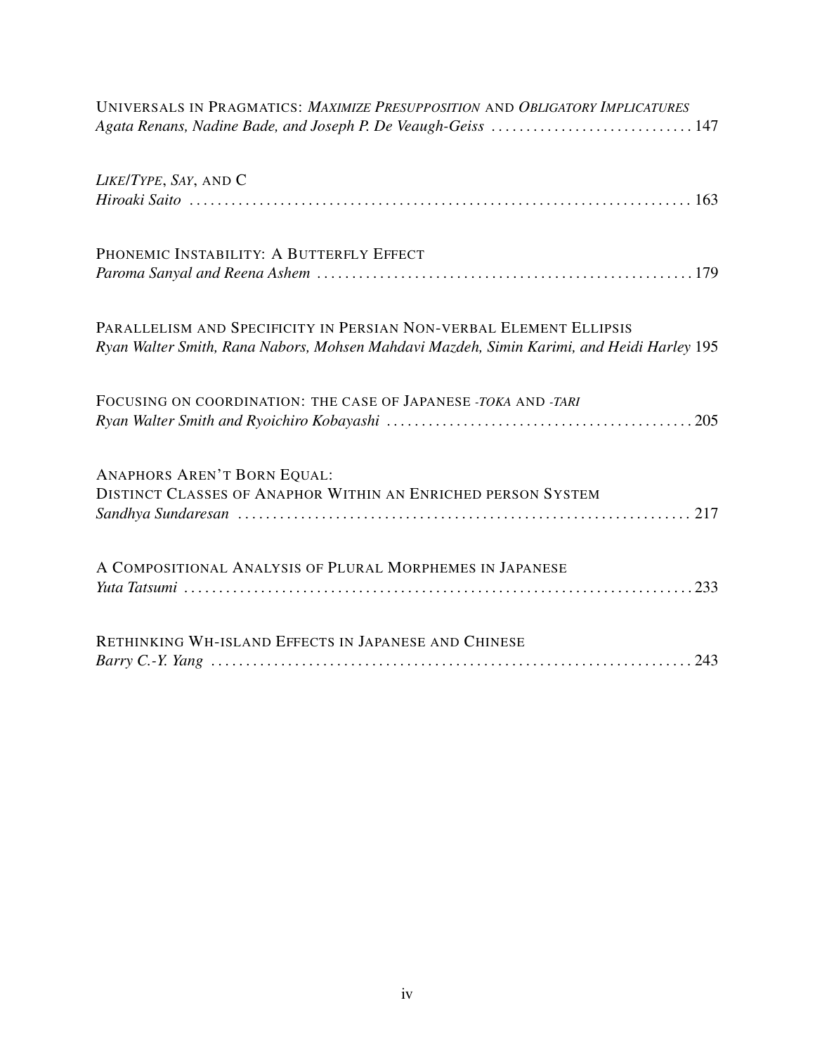Universals in Pragmatics: *Maximize Presupposition* and *Obligatory Implicatures*
*Agata Renans, Nadine Bade, and Joseph P. De Veaugh-Geiss* . . . . . . . . . . . . . . . . . . . . . . . . . . . . . 147

*Like/Type*, *Say*, and C
*Hiroaki Saito* . . . . . . . . . . . . . . . . . . . . . . . . . . . . . . . . . . . . . . . . . . . . . . . . . . . . . . . . . . . . . . . . . . . . . . 163

Phonemic Instability: A Butterfly Effect
*Paroma Sanyal and Reena Ashem* . . . . . . . . . . . . . . . . . . . . . . . . . . . . . . . . . . . . . . . . . . . . . . . . . . . . 179

Parallelism and Specificity in Persian Non-verbal Element Ellipsis
*Ryan Walter Smith, Rana Nabors, Mohsen Mahdavi Mazdeh, Simin Karimi, and Heidi Harley* 195

Focusing on coordination: the case of Japanese *-toka* and *-tari*
*Ryan Walter Smith and Ryoichiro Kobayashi* . . . . . . . . . . . . . . . . . . . . . . . . . . . . . . . . . . . . . . . . . . . 205

Anaphors Aren't Born Equal:
Distinct Classes of Anaphor Within an Enriched person System
*Sandhya Sundaresan* . . . . . . . . . . . . . . . . . . . . . . . . . . . . . . . . . . . . . . . . . . . . . . . . . . . . . . . . . . . . . . . . 217

A Compositional Analysis of Plural Morphemes in Japanese
*Yuta Tatsumi* . . . . . . . . . . . . . . . . . . . . . . . . . . . . . . . . . . . . . . . . . . . . . . . . . . . . . . . . . . . . . . . . . . . . . . . 233

Rethinking Wh-island Effects in Japanese and Chinese
*Barry C.-Y. Yang* . . . . . . . . . . . . . . . . . . . . . . . . . . . . . . . . . . . . . . . . . . . . . . . . . . . . . . . . . . . . . . . . . . . 243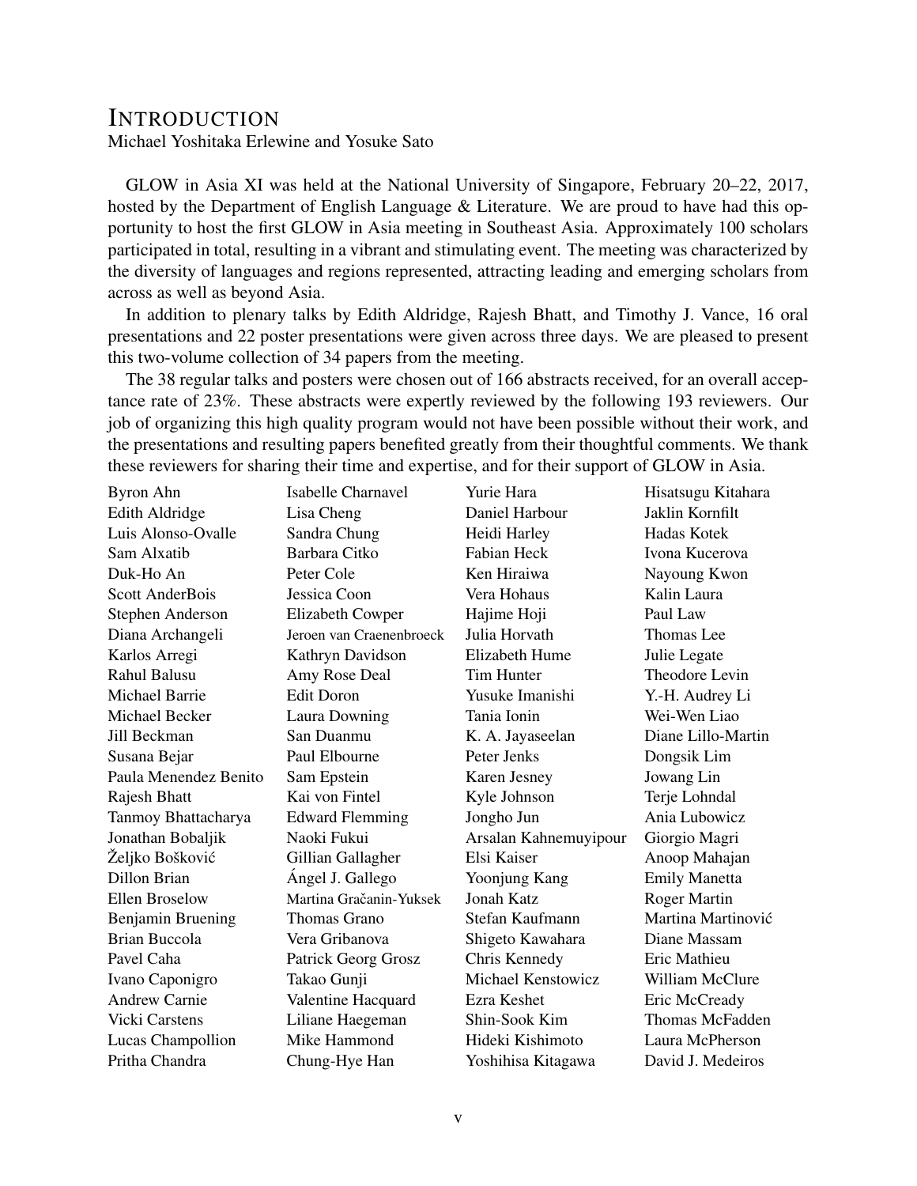# INTRODUCTION

Michael Yoshitaka Erlewine and Yosuke Sato

GLOW in Asia XI was held at the National University of Singapore, February 20–22, 2017, hosted by the Department of English Language & Literature. We are proud to have had this opportunity to host the first GLOW in Asia meeting in Southeast Asia. Approximately 100 scholars participated in total, resulting in a vibrant and stimulating event. The meeting was characterized by the diversity of languages and regions represented, attracting leading and emerging scholars from across as well as beyond Asia.

In addition to plenary talks by Edith Aldridge, Rajesh Bhatt, and Timothy J. Vance, 16 oral presentations and 22 poster presentations were given across three days. We are pleased to present this two-volume collection of 34 papers from the meeting.

The 38 regular talks and posters were chosen out of 166 abstracts received, for an overall acceptance rate of 23%. These abstracts were expertly reviewed by the following 193 reviewers. Our job of organizing this high quality program would not have been possible without their work, and the presentations and resulting papers benefited greatly from their thoughtful comments. We thank these reviewers for sharing their time and expertise, and for their support of GLOW in Asia.

Byron Ahn
Edith Aldridge
Luis Alonso-Ovalle
Sam Alxatib
Duk-Ho An
Scott AnderBois
Stephen Anderson
Diana Archangeli
Karlos Arregi
Rahul Balusu
Michael Barrie
Michael Becker
Jill Beckman
Susana Bejar
Paula Menendez Benito
Rajesh Bhatt
Tanmoy Bhattacharya
Jonathan Bobaljik
Željko Bošković
Dillon Brian
Ellen Broselow
Benjamin Bruening
Brian Buccola
Pavel Caha
Ivano Caponigro
Andrew Carnie
Vicki Carstens
Lucas Champollion
Pritha Chandra
Isabelle Charnavel
Lisa Cheng
Sandra Chung
Barbara Citko
Peter Cole
Jessica Coon
Elizabeth Cowper
Jeroen van Craenenbroeck
Kathryn Davidson
Amy Rose Deal
Edit Doron
Laura Downing
San Duanmu
Paul Elbourne
Sam Epstein
Kai von Fintel
Edward Flemming
Naoki Fukui
Gillian Gallagher
Ángel J. Gallego
Martina Gračanin-Yuksek
Thomas Grano
Vera Gribanova
Patrick Georg Grosz
Takao Gunji
Valentine Hacquard
Liliane Haegeman
Mike Hammond
Chung-Hye Han
Yurie Hara
Daniel Harbour
Heidi Harley
Fabian Heck
Ken Hiraiwa
Vera Hohaus
Hajime Hoji
Julia Horvath
Elizabeth Hume
Tim Hunter
Yusuke Imanishi
Tania Ionin
K. A. Jayaseelan
Peter Jenks
Karen Jesney
Kyle Johnson
Jongho Jun
Arsalan Kahnemuyipour
Elsi Kaiser
Yoonjung Kang
Jonah Katz
Stefan Kaufmann
Shigeto Kawahara
Chris Kennedy
Michael Kenstowicz
Ezra Keshet
Shin-Sook Kim
Hideki Kishimoto
Yoshihisa Kitagawa
Hisatsugu Kitahara
Jaklin Kornfilt
Hadas Kotek
Ivona Kucerova
Nayoung Kwon
Kalin Laura
Paul Law
Thomas Lee
Julie Legate
Theodore Levin
Y.-H. Audrey Li
Wei-Wen Liao
Diane Lillo-Martin
Dongsik Lim
Jowang Lin
Terje Lohndal
Ania Lubowicz
Giorgio Magri
Anoop Mahajan
Emily Manetta
Roger Martin
Martina Martinović
Diane Massam
Eric Mathieu
William McClure
Eric McCready
Thomas McFadden
Laura McPherson
David J. Medeiros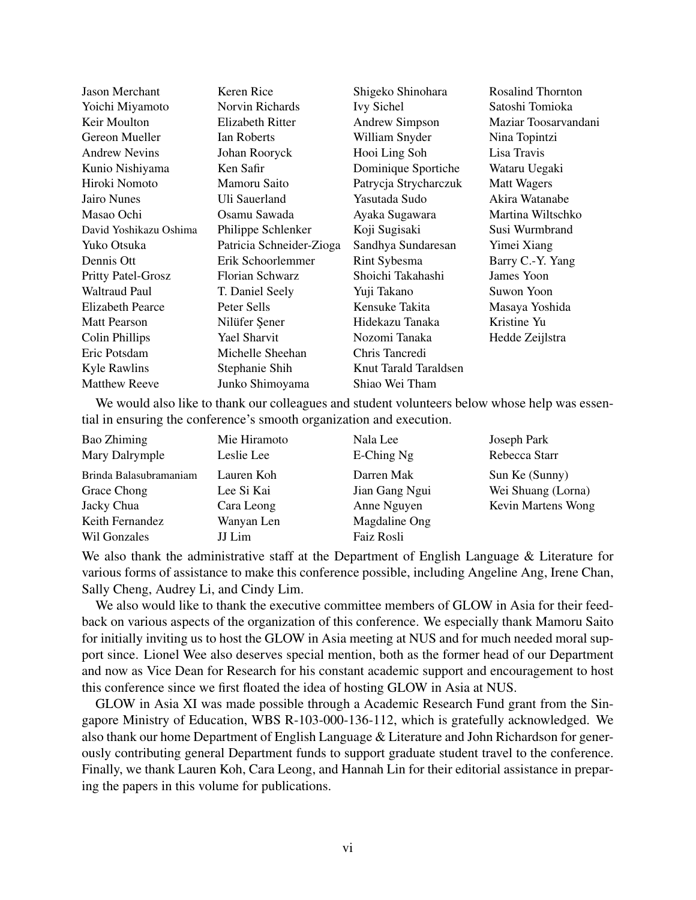| | | | |
|---|---|---|---|
| Jason Merchant | Keren Rice | Shigeko Shinohara | Rosalind Thornton |
| Yoichi Miyamoto | Norvin Richards | Ivy Sichel | Satoshi Tomioka |
| Keir Moulton | Elizabeth Ritter | Andrew Simpson | Maziar Toosarvandani |
| Gereon Mueller | Ian Roberts | William Snyder | Nina Topintzi |
| Andrew Nevins | Johan Rooryck | Hooi Ling Soh | Lisa Travis |
| Kunio Nishiyama | Ken Safir | Dominique Sportiche | Wataru Uegaki |
| Hiroki Nomoto | Mamoru Saito | Patrycja Strycharczuk | Matt Wagers |
| Jairo Nunes | Uli Sauerland | Yasutada Sudo | Akira Watanabe |
| Masao Ochi | Osamu Sawada | Ayaka Sugawara | Martina Wiltschko |
| David Yoshikazu Oshima | Philippe Schlenker | Koji Sugisaki | Susi Wurmbrand |
| Yuko Otsuka | Patricia Schneider-Zioga | Sandhya Sundaresan | Yimei Xiang |
| Dennis Ott | Erik Schoorlemmer | Rint Sybesma | Barry C.-Y. Yang |
| Pritty Patel-Grosz | Florian Schwarz | Shoichi Takahashi | James Yoon |
| Waltraud Paul | T. Daniel Seely | Yuji Takano | Suwon Yoon |
| Elizabeth Pearce | Peter Sells | Kensuke Takita | Masaya Yoshida |
| Matt Pearson | Nilüfer Şener | Hidekazu Tanaka | Kristine Yu |
| Colin Phillips | Yael Sharvit | Nozomi Tanaka | Hedde Zeijlstra |
| Eric Potsdam | Michelle Sheehan | Chris Tancredi | |
| Kyle Rawlins | Stephanie Shih | Knut Tarald Taraldsen | |
| Matthew Reeve | Junko Shimoyama | Shiao Wei Tham | |

We would also like to thank our colleagues and student volunteers below whose help was essential in ensuring the conference's smooth organization and execution.

| | | | |
|---|---|---|---|
| Bao Zhiming | Mie Hiramoto | Nala Lee | Joseph Park |
| Mary Dalrymple | Leslie Lee | E-Ching Ng | Rebecca Starr |
| Brinda Balasubramaniam | Lauren Koh | Darren Mak | Sun Ke (Sunny) |
| Grace Chong | Lee Si Kai | Jian Gang Ngui | Wei Shuang (Lorna) |
| Jacky Chua | Cara Leong | Anne Nguyen | Kevin Martens Wong |
| Keith Fernandez | Wanyan Len | Magdaline Ong | |
| Wil Gonzales | JJ Lim | Faiz Rosli | |

We also thank the administrative staff at the Department of English Language & Literature for various forms of assistance to make this conference possible, including Angeline Ang, Irene Chan, Sally Cheng, Audrey Li, and Cindy Lim.

We also would like to thank the executive committee members of GLOW in Asia for their feedback on various aspects of the organization of this conference. We especially thank Mamoru Saito for initially inviting us to host the GLOW in Asia meeting at NUS and for much needed moral support since. Lionel Wee also deserves special mention, both as the former head of our Department and now as Vice Dean for Research for his constant academic support and encouragement to host this conference since we first floated the idea of hosting GLOW in Asia at NUS.

GLOW in Asia XI was made possible through a Academic Research Fund grant from the Singapore Ministry of Education, WBS R-103-000-136-112, which is gratefully acknowledged. We also thank our home Department of English Language & Literature and John Richardson for generously contributing general Department funds to support graduate student travel to the conference. Finally, we thank Lauren Koh, Cara Leong, and Hannah Lin for their editorial assistance in preparing the papers in this volume for publications.